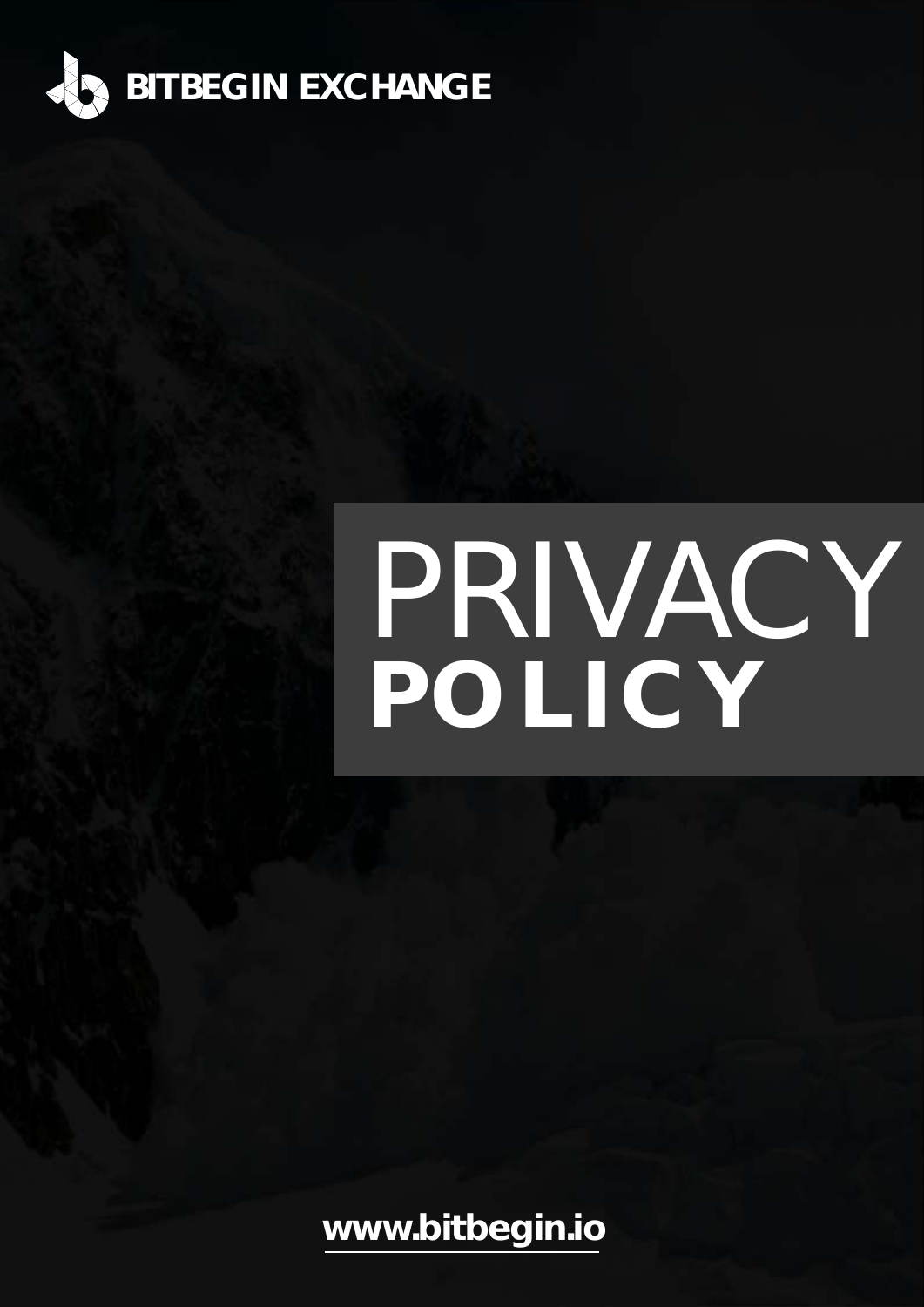**BITBEGIN EXCHANGE**

# PRIVACY POLICY

**www.bitbegin.io**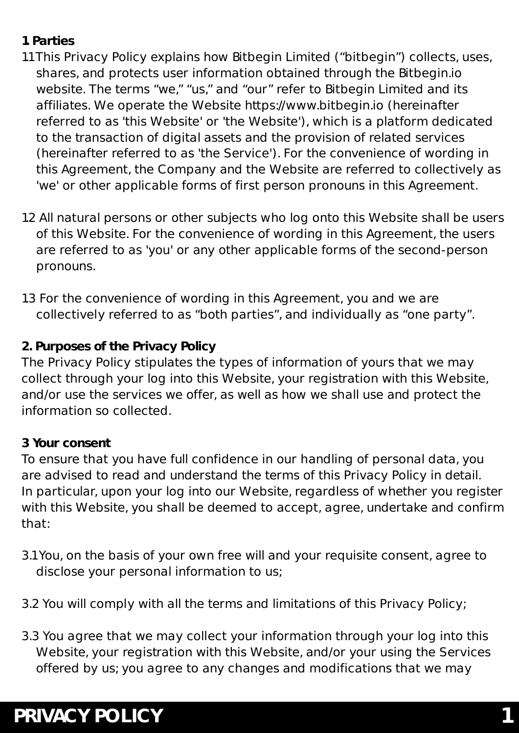**1 Parties**

11This Privacy Policy explains how Bitbegin Limited ("bitbegin") collects, uses, shares, and protects user information obtained through the Bitbegin.io website. The terms "we," "us," and "our" refer to Bitbegin Limited and its affiliates. We operate the Website https://www.bitbegin.io (hereinafter referred to as 'this Website' or 'the Website'), which is a platform dedicated to the transaction of digital assets and the provision of related services (hereinafter referred to as 'the Service'). For the convenience of wording in this Agreement, the Company and the Website are referred to collectively as 'we' or other applicable forms of first person pronouns in this Agreement.

12 All natural persons or other subjects who log onto this Website shall be users of this Website. For the convenience of wording in this Agreement, the users are referred to as 'you' or any other applicable forms of the second-person pronouns.

13 For the convenience of wording in this Agreement, you and we are collectively referred to as "both parties", and individually as "one party".

**2. Purposes of the Privacy Policy**

The Privacy Policy stipulates the types of information of yours that we may collect through your log into this Website, your registration with this Website, and/or use the services we offer, as well as how we shall use and protect the information so collected.

**3 Your consent**

To ensure that you have full confidence in our handling of personal data, you are advised to read and understand the terms of this Privacy Policy in detail. In particular, upon your log into our Website, regardless of whether you register with this Website, you shall be deemed to accept, agree, undertake and confirm that:

3.1You, on the basis of your own free will and your requisite consent, agree to disclose your personal information to us;

3.2 You will comply with all the terms and limitations of this Privacy Policy;

3.3 You agree that we may collect your information through your log into this Website, your registration with this Website, and/or your using the Services offered by us; you agree to any changes and modifications that we may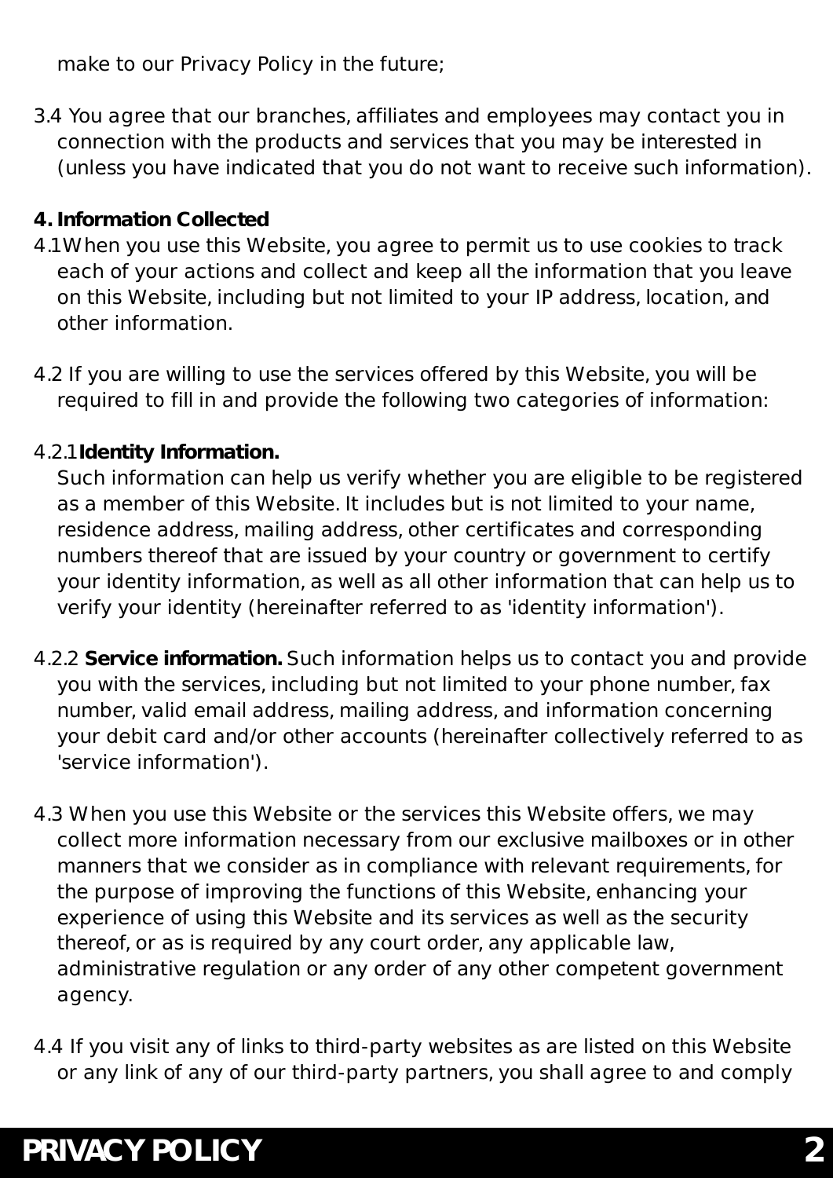make to our Privacy Policy in the future;

3.4 You agree that our branches, affiliates and employees may contact you in connection with the products and services that you may be interested in (unless you have indicated that you do not want to receive such information).

**4. Information Collected**

4.1When you use this Website, you agree to permit us to use cookies to track each of your actions and collect and keep all the information that you leave on this Website, including but not limited to your IP address, location, and other information.

4.2 If you are willing to use the services offered by this Website, you will be required to fill in and provide the following two categories of information:

4.2.1**Identity Information.**
Such information can help us verify whether you are eligible to be registered as a member of this Website. It includes but is not limited to your name, residence address, mailing address, other certificates and corresponding numbers thereof that are issued by your country or government to certify your identity information, as well as all other information that can help us to verify your identity (hereinafter referred to as 'identity information').

4.2.2 **Service information.** Such information helps us to contact you and provide you with the services, including but not limited to your phone number, fax number, valid email address, mailing address, and information concerning your debit card and/or other accounts (hereinafter collectively referred to as 'service information').

4.3 When you use this Website or the services this Website offers, we may collect more information necessary from our exclusive mailboxes or in other manners that we consider as in compliance with relevant requirements, for the purpose of improving the functions of this Website, enhancing your experience of using this Website and its services as well as the security thereof, or as is required by any court order, any applicable law, administrative regulation or any order of any other competent government agency.

4.4 If you visit any of links to third-party websites as are listed on this Website or any link of any of our third-party partners, you shall agree to and comply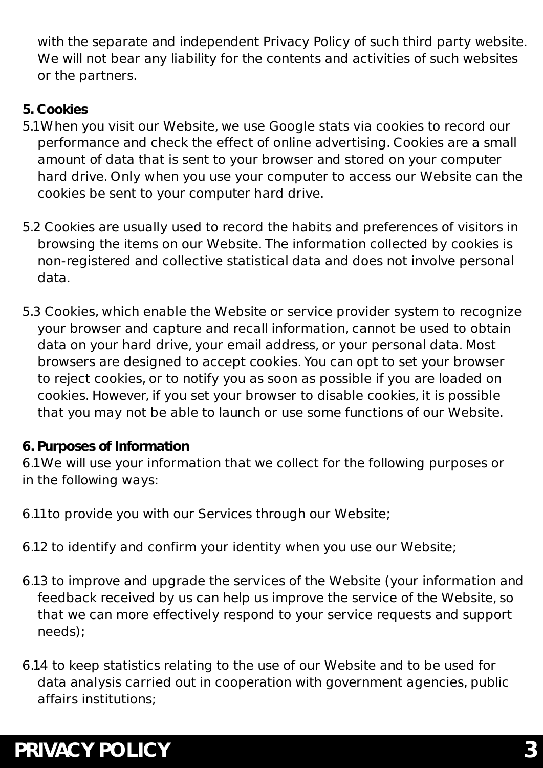with the separate and independent Privacy Policy of such third party website. We will not bear any liability for the contents and activities of such websites or the partners.

**5. Cookies**

5.1 When you visit our Website, we use Google stats via cookies to record our performance and check the effect of online advertising. Cookies are a small amount of data that is sent to your browser and stored on your computer hard drive. Only when you use your computer to access our Website can the cookies be sent to your computer hard drive.

5.2 Cookies are usually used to record the habits and preferences of visitors in browsing the items on our Website. The information collected by cookies is non-registered and collective statistical data and does not involve personal data.

5.3 Cookies, which enable the Website or service provider system to recognize your browser and capture and recall information, cannot be used to obtain data on your hard drive, your email address, or your personal data. Most browsers are designed to accept cookies. You can opt to set your browser to reject cookies, or to notify you as soon as possible if you are loaded on cookies. However, if you set your browser to disable cookies, it is possible that you may not be able to launch or use some functions of our Website.

**6. Purposes of Information**

6.1 We will use your information that we collect for the following purposes or in the following ways:

6.1.1 to provide you with our Services through our Website;

6.1.2 to identify and confirm your identity when you use our Website;

6.1.3 to improve and upgrade the services of the Website (your information and feedback received by us can help us improve the service of the Website, so that we can more effectively respond to your service requests and support needs);

6.1.4 to keep statistics relating to the use of our Website and to be used for data analysis carried out in cooperation with government agencies, public affairs institutions;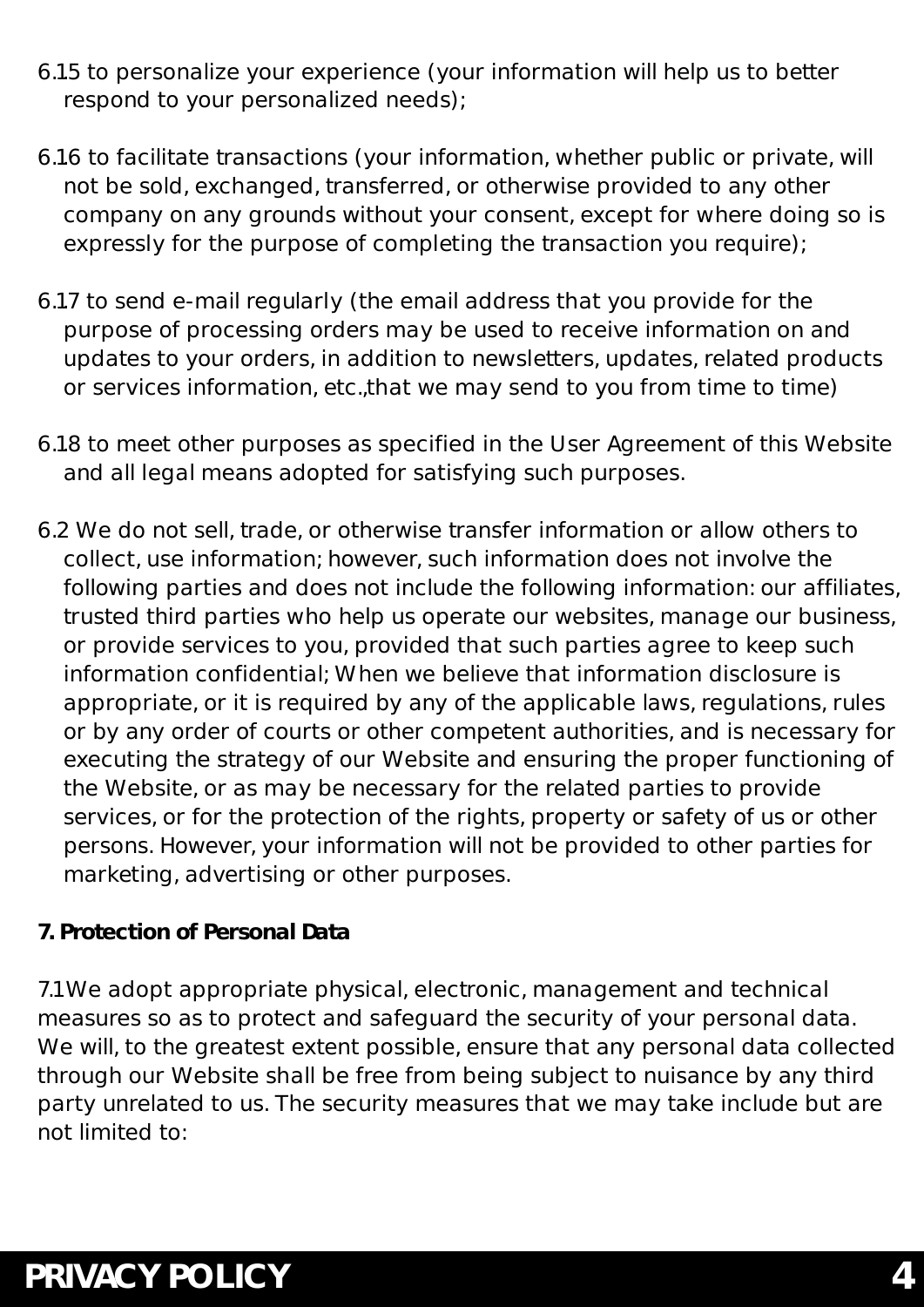6.15 to personalize your experience (your information will help us to better respond to your personalized needs);

6.16 to facilitate transactions (your information, whether public or private, will not be sold, exchanged, transferred, or otherwise provided to any other company on any grounds without your consent, except for where doing so is expressly for the purpose of completing the transaction you require);

6.17 to send e-mail regularly (the email address that you provide for the purpose of processing orders may be used to receive information on and updates to your orders, in addition to newsletters, updates, related products or services information, etc.,that we may send to you from time to time)

6.18 to meet other purposes as specified in the User Agreement of this Website and all legal means adopted for satisfying such purposes.

6.2 We do not sell, trade, or otherwise transfer information or allow others to collect, use information; however, such information does not involve the following parties and does not include the following information: our affiliates, trusted third parties who help us operate our websites, manage our business, or provide services to you, provided that such parties agree to keep such information confidential; When we believe that information disclosure is appropriate, or it is required by any of the applicable laws, regulations, rules or by any order of courts or other competent authorities, and is necessary for executing the strategy of our Website and ensuring the proper functioning of the Website, or as may be necessary for the related parties to provide services, or for the protection of the rights, property or safety of us or other persons. However, your information will not be provided to other parties for marketing, advertising or other purposes.

**7. Protection of Personal Data**

7.1We adopt appropriate physical, electronic, management and technical measures so as to protect and safeguard the security of your personal data. We will, to the greatest extent possible, ensure that any personal data collected through our Website shall be free from being subject to nuisance by any third party unrelated to us. The security measures that we may take include but are not limited to: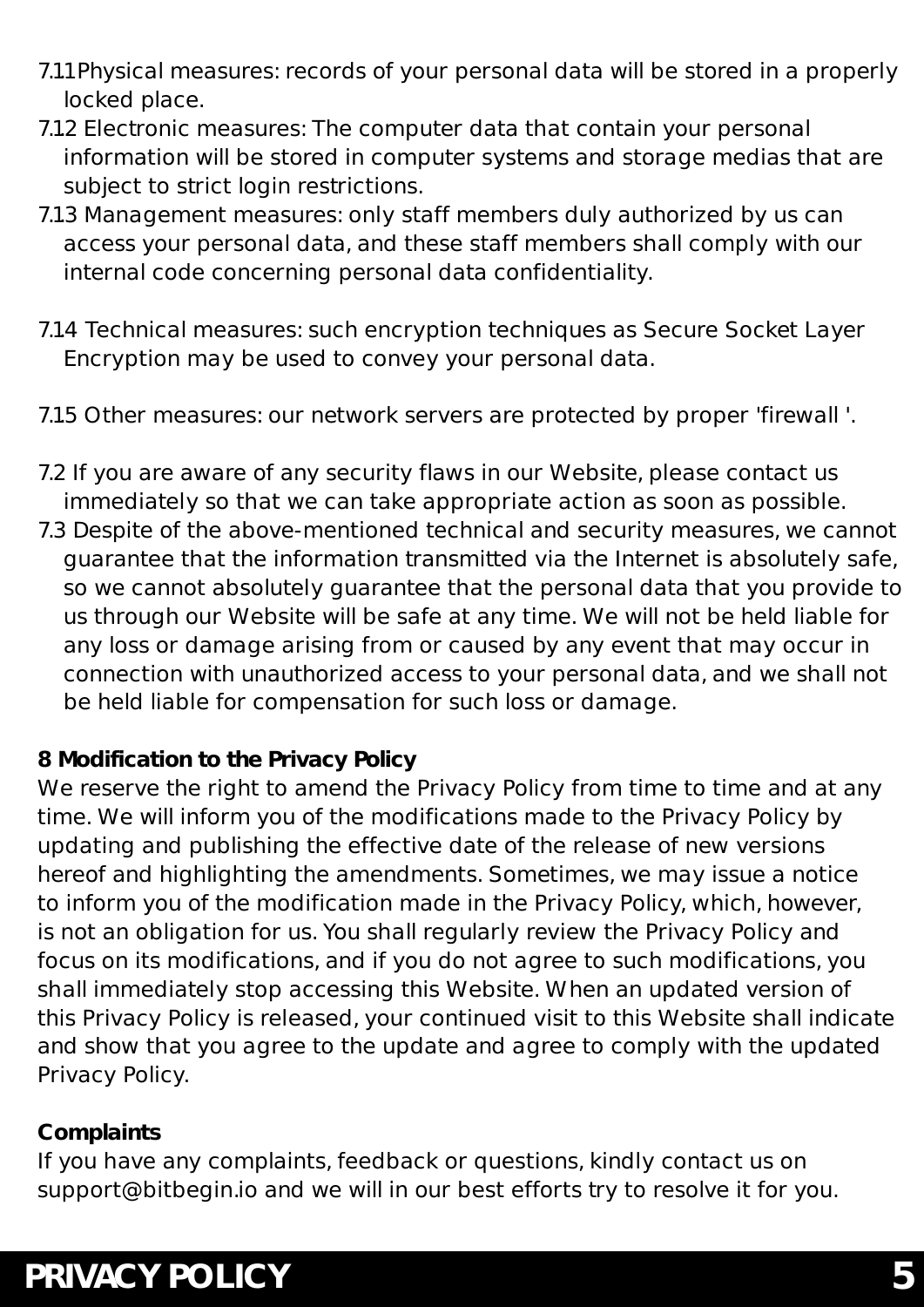7.11 Physical measures: records of your personal data will be stored in a properly locked place.
7.12 Electronic measures: The computer data that contain your personal information will be stored in computer systems and storage medias that are subject to strict login restrictions.
7.13 Management measures: only staff members duly authorized by us can access your personal data, and these staff members shall comply with our internal code concerning personal data confidentiality.

7.14 Technical measures: such encryption techniques as Secure Socket Layer Encryption may be used to convey your personal data.

7.15 Other measures: our network servers are protected by proper 'firewall '.

7.2 If you are aware of any security flaws in our Website, please contact us immediately so that we can take appropriate action as soon as possible.
7.3 Despite of the above-mentioned technical and security measures, we cannot guarantee that the information transmitted via the Internet is absolutely safe, so we cannot absolutely guarantee that the personal data that you provide to us through our Website will be safe at any time. We will not be held liable for any loss or damage arising from or caused by any event that may occur in connection with unauthorized access to your personal data, and we shall not be held liable for compensation for such loss or damage.

**8 Modification to the Privacy Policy**

We reserve the right to amend the Privacy Policy from time to time and at any time. We will inform you of the modifications made to the Privacy Policy by updating and publishing the effective date of the release of new versions hereof and highlighting the amendments. Sometimes, we may issue a notice to inform you of the modification made in the Privacy Policy, which, however, is not an obligation for us. You shall regularly review the Privacy Policy and focus on its modifications, and if you do not agree to such modifications, you shall immediately stop accessing this Website. When an updated version of this Privacy Policy is released, your continued visit to this Website shall indicate and show that you agree to the update and agree to comply with the updated Privacy Policy.

**Complaints**

If you have any complaints, feedback or questions, kindly contact us on support@bitbegin.io and we will in our best efforts try to resolve it for you.